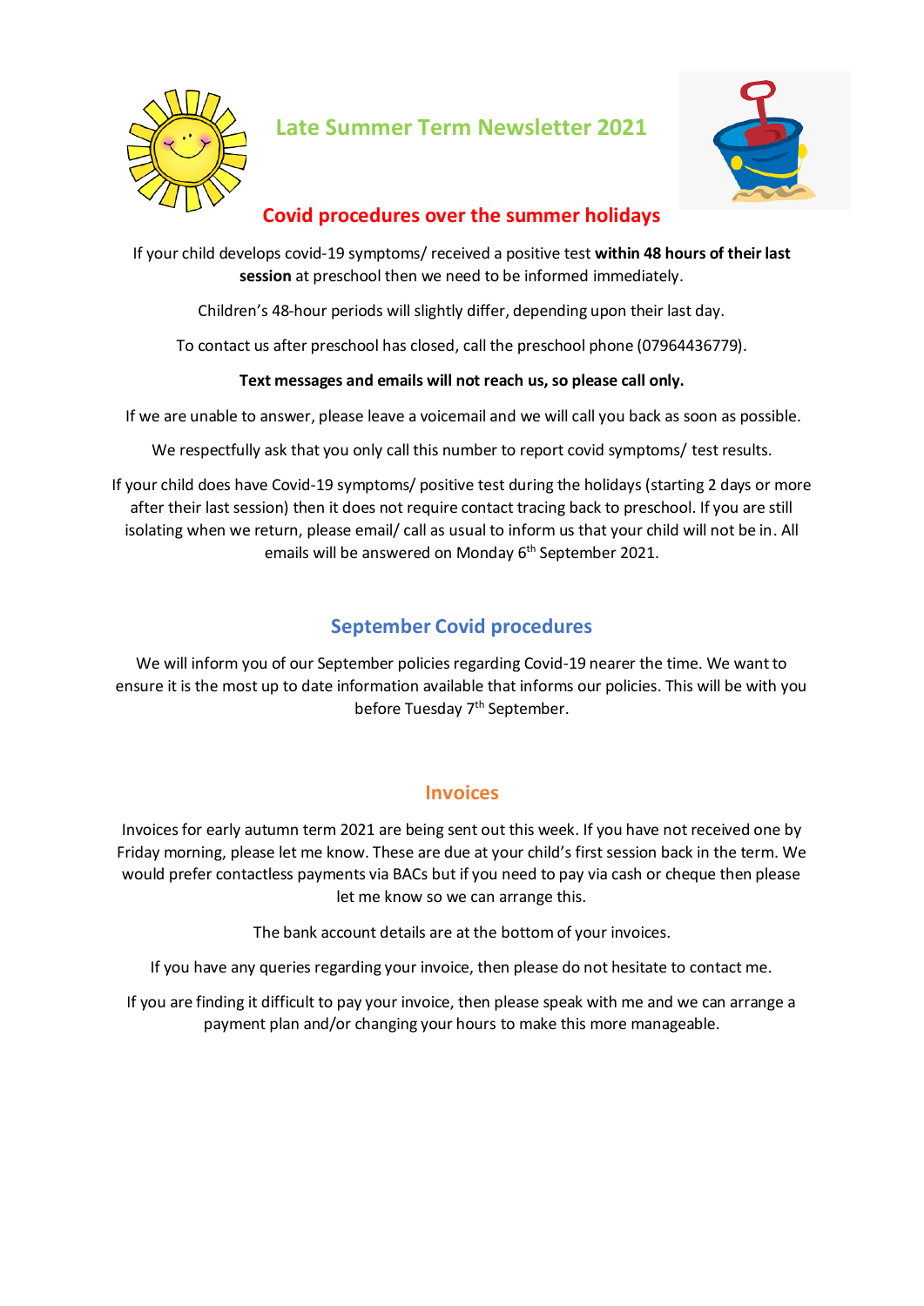# Late Summer Term Newsletter 2021

## Covid procedures over the summer holidays

If your child develops covid-19 symptoms/ received a positive test **within 48 hours of their last session** at preschool then we need to be informed immediately.

Children's 48-hour periods will slightly differ, depending upon their last day.

To contact us after preschool has closed, call the preschool phone (07964436779).

**Text messages and emails will not reach us, so please call only.**

If we are unable to answer, please leave a voicemail and we will call you back as soon as possible.

We respectfully ask that you only call this number to report covid symptoms/ test results.

If your child does have Covid-19 symptoms/ positive test during the holidays (starting 2 days or more after their last session) then it does not require contact tracing back to preschool. If you are still isolating when we return, please email/ call as usual to inform us that your child will not be in. All emails will be answered on Monday 6th September 2021.

## September Covid procedures

We will inform you of our September policies regarding Covid-19 nearer the time. We want to ensure it is the most up to date information available that informs our policies. This will be with you before Tuesday 7th September.

## Invoices

Invoices for early autumn term 2021 are being sent out this week. If you have not received one by Friday morning, please let me know. These are due at your child's first session back in the term. We would prefer contactless payments via BACs but if you need to pay via cash or cheque then please let me know so we can arrange this.

The bank account details are at the bottom of your invoices.

If you have any queries regarding your invoice, then please do not hesitate to contact me.

If you are finding it difficult to pay your invoice, then please speak with me and we can arrange a payment plan and/or changing your hours to make this more manageable.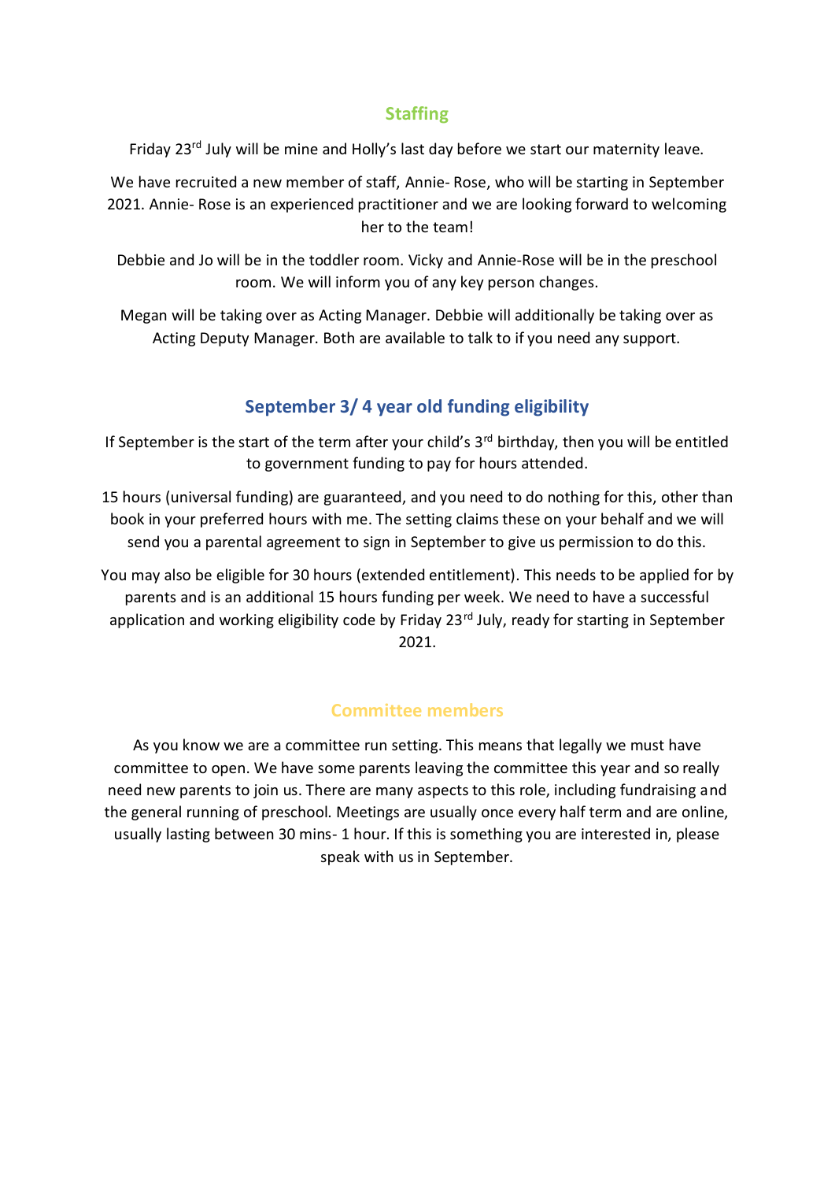## Staffing

Friday 23rd July will be mine and Holly's last day before we start our maternity leave.

We have recruited a new member of staff, Annie- Rose, who will be starting in September 2021. Annie- Rose is an experienced practitioner and we are looking forward to welcoming her to the team!

Debbie and Jo will be in the toddler room. Vicky and Annie-Rose will be in the preschool room. We will inform you of any key person changes.

Megan will be taking over as Acting Manager. Debbie will additionally be taking over as Acting Deputy Manager. Both are available to talk to if you need any support.

## September 3/ 4 year old funding eligibility

If September is the start of the term after your child's 3rd birthday, then you will be entitled to government funding to pay for hours attended.

15 hours (universal funding) are guaranteed, and you need to do nothing for this, other than book in your preferred hours with me. The setting claims these on your behalf and we will send you a parental agreement to sign in September to give us permission to do this.

You may also be eligible for 30 hours (extended entitlement). This needs to be applied for by parents and is an additional 15 hours funding per week. We need to have a successful application and working eligibility code by Friday 23rd July, ready for starting in September 2021.

## Committee members

As you know we are a committee run setting. This means that legally we must have committee to open. We have some parents leaving the committee this year and so really need new parents to join us. There are many aspects to this role, including fundraising and the general running of preschool. Meetings are usually once every half term and are online, usually lasting between 30 mins- 1 hour. If this is something you are interested in, please speak with us in September.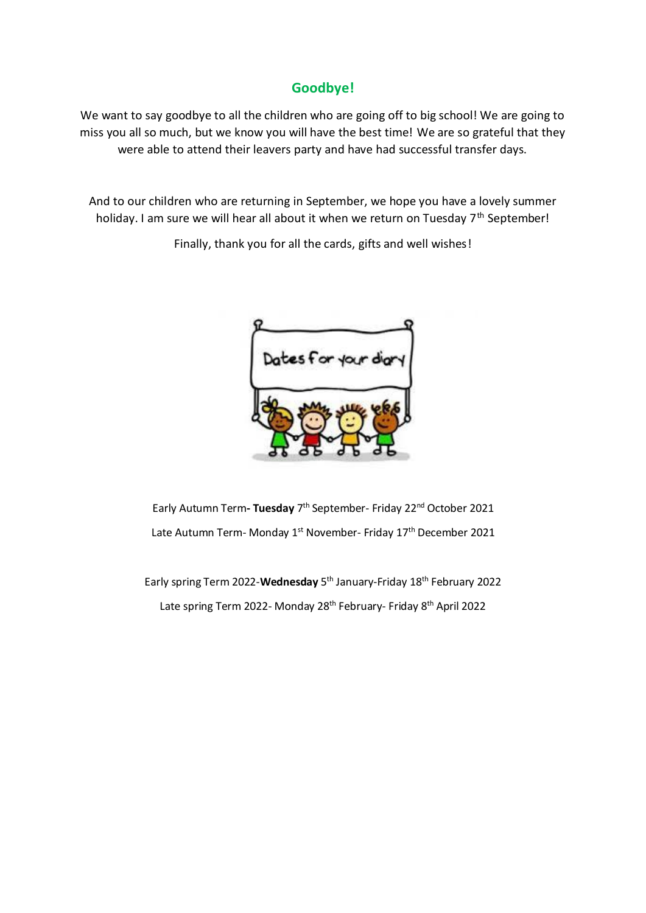## Goodbye!

We want to say goodbye to all the children who are going off to big school! We are going to miss you all so much, but we know you will have the best time! We are so grateful that they were able to attend their leavers party and have had successful transfer days.

And to our children who are returning in September, we hope you have a lovely summer holiday. I am sure we will hear all about it when we return on Tuesday 7th September!

Finally, thank you for all the cards, gifts and well wishes!

Early Autumn Term- **Tuesday** 7th September- Friday 22nd October 2021

Late Autumn Term- Monday 1st November- Friday 17th December 2021

Early spring Term 2022-**Wednesday** 5th January-Friday 18th February 2022

Late spring Term 2022- Monday 28th February- Friday 8th April 2022